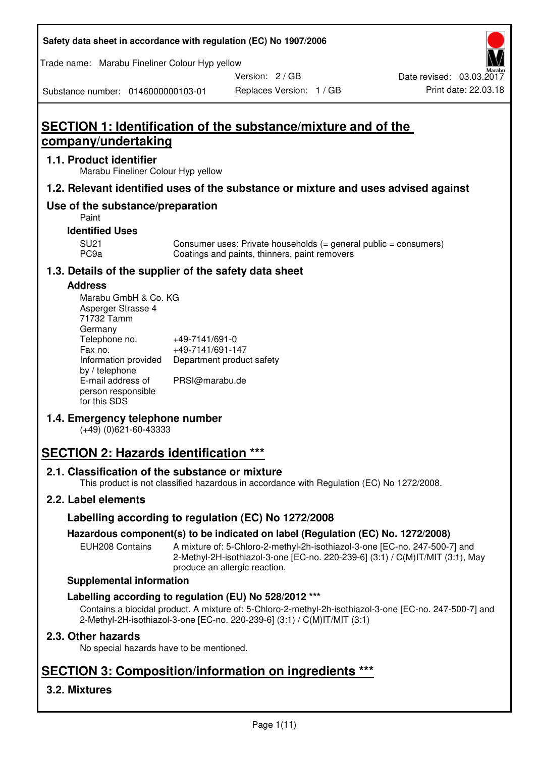# SECTION 1: Identification of the substance/mixture and of the company/undertaking

## 1.1. Product identifier

Marabu Fineliner Colour Hyp yellow

## 1.2. Relevant identified uses of the substance or mixture and uses advised against

## Use of the substance/preparation

Paint

### Identified Uses

| | |
|---|---|
| SU21 | Consumer uses: Private households (= general public = consumers) |
| PC9a | Coatings and paints, thinners, paint removers |

## 1.3. Details of the supplier of the safety data sheet

### Address

Marabu GmbH & Co. KG
Asperger Strasse 4
71732 Tamm
Germany

| | |
|---|---|
| Telephone no. | +49-7141/691-0 |
| Fax no. | +49-7141/691-147 |
| Information provided by / telephone | Department product safety |
| E-mail address of person responsible for this SDS | PRSI@marabu.de |

## 1.4. Emergency telephone number

(+49) (0)621-60-43333

# SECTION 2: Hazards identification ***

## 2.1. Classification of the substance or mixture

This product is not classified hazardous in accordance with Regulation (EC) No 1272/2008.

## 2.2. Label elements

### Labelling according to regulation (EC) No 1272/2008

### Hazardous component(s) to be indicated on label (Regulation (EC) No. 1272/2008)

| | |
|---|---|
| EUH208 Contains | A mixture of: 5-Chloro-2-methyl-2h-isothiazol-3-one [EC-no. 247-500-7] and 2-Methyl-2H-isothiazol-3-one [EC-no. 220-239-6] (3:1) / C(M)IT/MIT (3:1), May produce an allergic reaction. |

### Supplemental information

### Labelling according to regulation (EU) No 528/2012 ***

Contains a biocidal product. A mixture of: 5-Chloro-2-methyl-2h-isothiazol-3-one [EC-no. 247-500-7] and 2-Methyl-2H-isothiazol-3-one [EC-no. 220-239-6] (3:1) / C(M)IT/MIT (3:1)

## 2.3. Other hazards

No special hazards have to be mentioned.

# SECTION 3: Composition/information on ingredients ***

## 3.2. Mixtures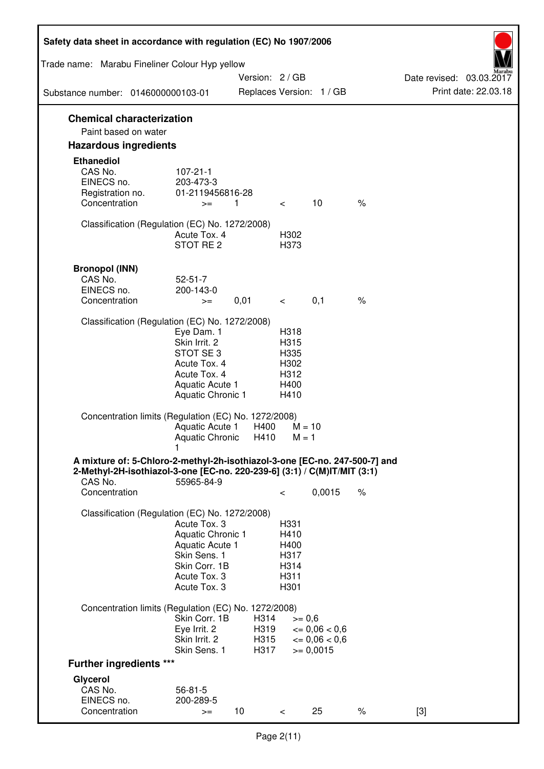## Chemical characterization

Paint based on water

## Hazardous ingredients

### Ethanediol

| | | | | | |
|---|---|---|---|---|---|
| CAS No. | 107-21-1 | | | | |
| EINECS no. | 203-473-3 | | | | |
| Registration no. | 01-2119456816-28 | | | | |
| Concentration | >= | 1 | < | 10 | % |

Classification (Regulation (EC) No. 1272/2008)

| | |
|---|---|
| Acute Tox. 4 | H302 |
| STOT RE 2 | H373 |

### Bronopol (INN)

| | | | | | |
|---|---|---|---|---|---|
| CAS No. | 52-51-7 | | | | |
| EINECS no. | 200-143-0 | | | | |
| Concentration | >= | 0,01 | < | 0,1 | % |

Classification (Regulation (EC) No. 1272/2008)

| | |
|---|---|
| Eye Dam. 1 | H318 |
| Skin Irrit. 2 | H315 |
| STOT SE 3 | H335 |
| Acute Tox. 4 | H302 |
| Acute Tox. 4 | H312 |
| Aquatic Acute 1 | H400 |
| Aquatic Chronic 1 | H410 |

Concentration limits (Regulation (EC) No. 1272/2008)

| | | |
|---|---|---|
| Aquatic Acute 1 | H400 | M = 10 |
| Aquatic Chronic 1 | H410 | M = 1 |

### A mixture of: 5-Chloro-2-methyl-2h-isothiazol-3-one [EC-no. 247-500-7] and 2-Methyl-2H-isothiazol-3-one [EC-no. 220-239-6] (3:1) / C(M)IT/MIT (3:1)

| | | | |
|---|---|---|---|
| CAS No. | 55965-84-9 | | |
| Concentration | < | 0,0015 | % |

Classification (Regulation (EC) No. 1272/2008)

| | |
|---|---|
| Acute Tox. 3 | H331 |
| Aquatic Chronic 1 | H410 |
| Aquatic Acute 1 | H400 |
| Skin Sens. 1 | H317 |
| Skin Corr. 1B | H314 |
| Acute Tox. 3 | H311 |
| Acute Tox. 3 | H301 |

Concentration limits (Regulation (EC) No. 1272/2008)

| | | |
|---|---|---|
| Skin Corr. 1B | H314 | >= 0,6 |
| Eye Irrit. 2 | H319 | <= 0,06 < 0,6 |
| Skin Irrit. 2 | H315 | <= 0,06 < 0,6 |
| Skin Sens. 1 | H317 | >= 0,0015 |

## Further ingredients ***

### Glycerol

| | | | | | | |
|---|---|---|---|---|---|---|
| CAS No. | 56-81-5 | | | | | |
| EINECS no. | 200-289-5 | | | | | |
| Concentration | >= | 10 | < | 25 | % | [3] |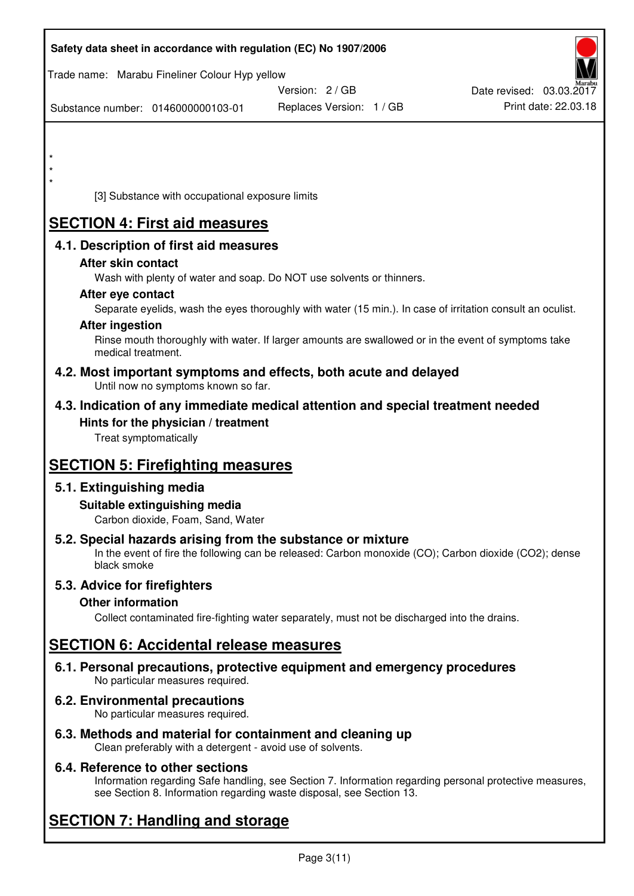*
*
*

[3] Substance with occupational exposure limits

# SECTION 4: First aid measures

## 4.1. Description of first aid measures

### After skin contact

Wash with plenty of water and soap. Do NOT use solvents or thinners.

### After eye contact

Separate eyelids, wash the eyes thoroughly with water (15 min.). In case of irritation consult an oculist.

### After ingestion

Rinse mouth thoroughly with water. If larger amounts are swallowed or in the event of symptoms take medical treatment.

## 4.2. Most important symptoms and effects, both acute and delayed

Until now no symptoms known so far.

## 4.3. Indication of any immediate medical attention and special treatment needed

### Hints for the physician / treatment

Treat symptomatically

# SECTION 5: Firefighting measures

## 5.1. Extinguishing media

### Suitable extinguishing media

Carbon dioxide, Foam, Sand, Water

## 5.2. Special hazards arising from the substance or mixture

In the event of fire the following can be released: Carbon monoxide (CO); Carbon dioxide ($CO_2$); dense black smoke

## 5.3. Advice for firefighters

### Other information

Collect contaminated fire-fighting water separately, must not be discharged into the drains.

# SECTION 6: Accidental release measures

## 6.1. Personal precautions, protective equipment and emergency procedures

No particular measures required.

## 6.2. Environmental precautions

No particular measures required.

## 6.3. Methods and material for containment and cleaning up

Clean preferably with a detergent - avoid use of solvents.

## 6.4. Reference to other sections

Information regarding Safe handling, see Section 7. Information regarding personal protective measures, see Section 8. Information regarding waste disposal, see Section 13.

# SECTION 7: Handling and storage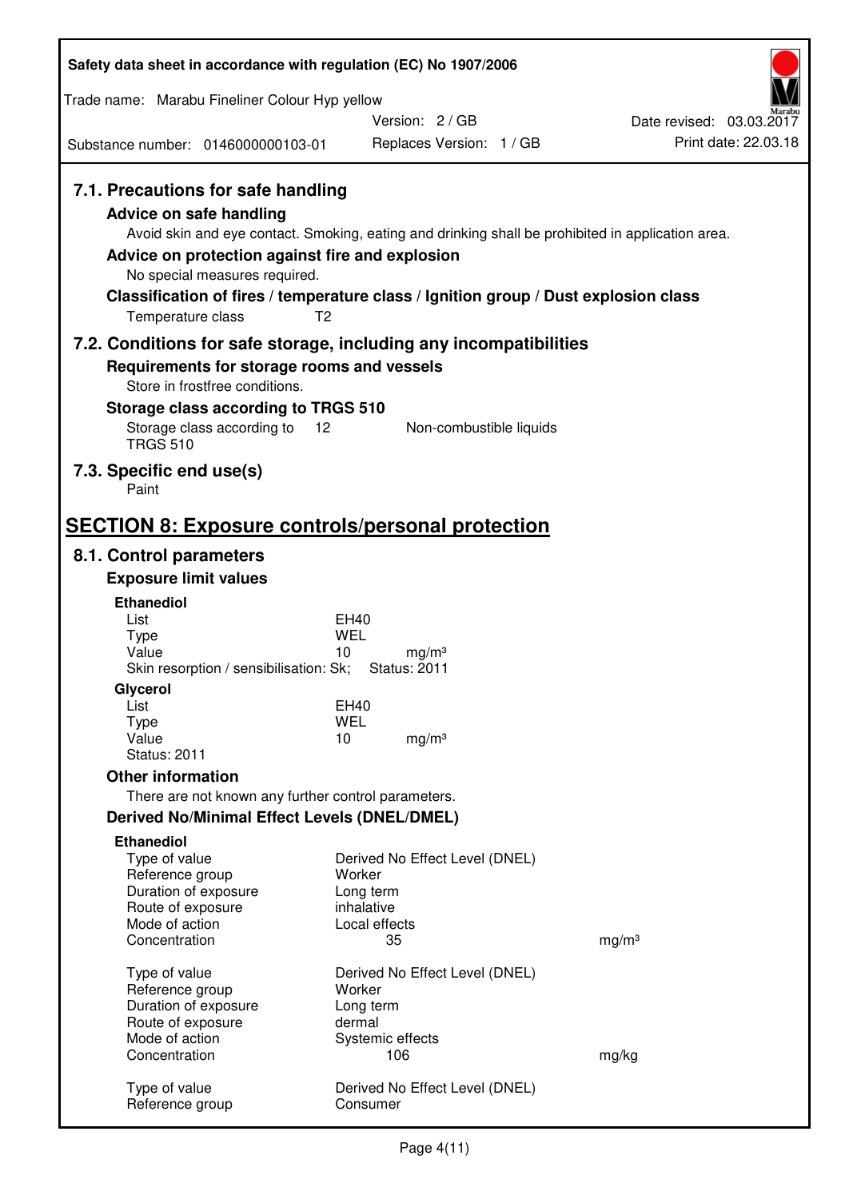### 7.1. Precautions for safe handling

**Advice on safe handling**

Avoid skin and eye contact. Smoking, eating and drinking shall be prohibited in application area.

**Advice on protection against fire and explosion**

No special measures required.

**Classification of fires / temperature class / Ignition group / Dust explosion class**

Temperature class T2

### 7.2. Conditions for safe storage, including any incompatibilities

**Requirements for storage rooms and vessels**

Store in frostfree conditions.

**Storage class according to TRGS 510**

Storage class according to TRGS 510 12 Non-combustible liquids

### 7.3. Specific end use(s)

Paint

## SECTION 8: Exposure controls/personal protection

### 8.1. Control parameters

**Exposure limit values**

**Ethanediol**

| | |
|---|---|
| List | EH40 |
| Type | WEL |
| Value | 10 mg/m³ |
| Skin resorption / sensibilisation: Sk; | Status: 2011 |

**Glycerol**

| | |
|---|---|
| List | EH40 |
| Type | WEL |
| Value | 10 mg/m³ |
| Status: 2011 | |

**Other information**

There are not known any further control parameters.

**Derived No/Minimal Effect Levels (DNEL/DMEL)**

**Ethanediol**

| | | |
|---|---|---|
| Type of value | Derived No Effect Level (DNEL) | |
| Reference group | Worker | |
| Duration of exposure | Long term | |
| Route of exposure | inhalative | |
| Mode of action | Local effects | |
| Concentration | 35 | mg/m³ |

| | | |
|---|---|---|
| Type of value | Derived No Effect Level (DNEL) | |
| Reference group | Worker | |
| Duration of exposure | Long term | |
| Route of exposure | dermal | |
| Mode of action | Systemic effects | |
| Concentration | 106 | mg/kg |

| | |
|---|---|
| Type of value | Derived No Effect Level (DNEL) |
| Reference group | Consumer |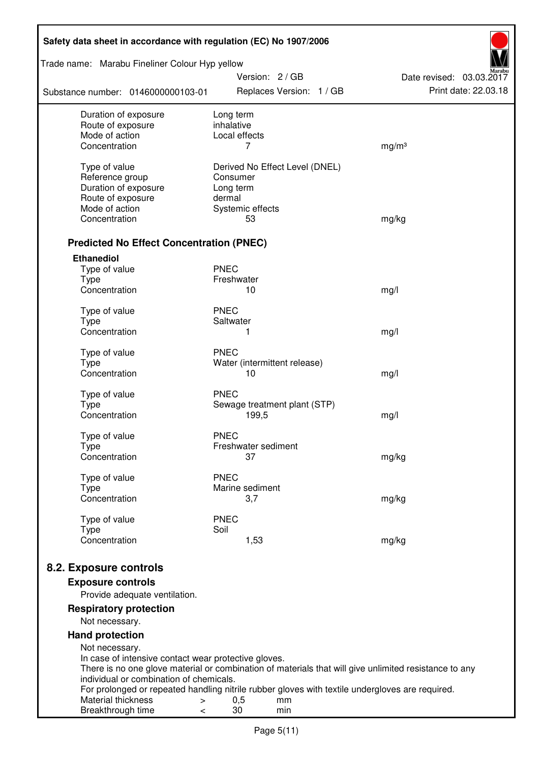| | | |
|---|---|---|
| Duration of exposure | Long term | |
| Route of exposure | inhalative | |
| Mode of action | Local effects | |
| Concentration | 7 | mg/m³ |
| | | |
| Type of value | Derived No Effect Level (DNEL) | |
| Reference group | Consumer | |
| Duration of exposure | Long term | |
| Route of exposure | dermal | |
| Mode of action | Systemic effects | |
| Concentration | 53 | mg/kg |

### Predicted No Effect Concentration (PNEC)

**Ethanediol**

| | | |
|---|---|---|
| Type of value | PNEC | |
| Type | Freshwater | |
| Concentration | 10 | mg/l |
| | | |
| Type of value | PNEC | |
| Type | Saltwater | |
| Concentration | 1 | mg/l |
| | | |
| Type of value | PNEC | |
| Type | Water (intermittent release) | |
| Concentration | 10 | mg/l |
| | | |
| Type of value | PNEC | |
| Type | Sewage treatment plant (STP) | |
| Concentration | 199,5 | mg/l |
| | | |
| Type of value | PNEC | |
| Type | Freshwater sediment | |
| Concentration | 37 | mg/kg |
| | | |
| Type of value | PNEC | |
| Type | Marine sediment | |
| Concentration | 3,7 | mg/kg |
| | | |
| Type of value | PNEC | |
| Type | Soil | |
| Concentration | 1,53 | mg/kg |

## 8.2. Exposure controls

### Exposure controls

Provide adequate ventilation.

### Respiratory protection

Not necessary.

### Hand protection

Not necessary.
In case of intensive contact wear protective gloves.
There is no one glove material or combination of materials that will give unlimited resistance to any individual or combination of chemicals.
For prolonged or repeated handling nitrile rubber gloves with textile undergloves are required.

| | | | |
|---|---|---|---|
| Material thickness | > | 0,5 | mm |
| Breakthrough time | < | 30 | min |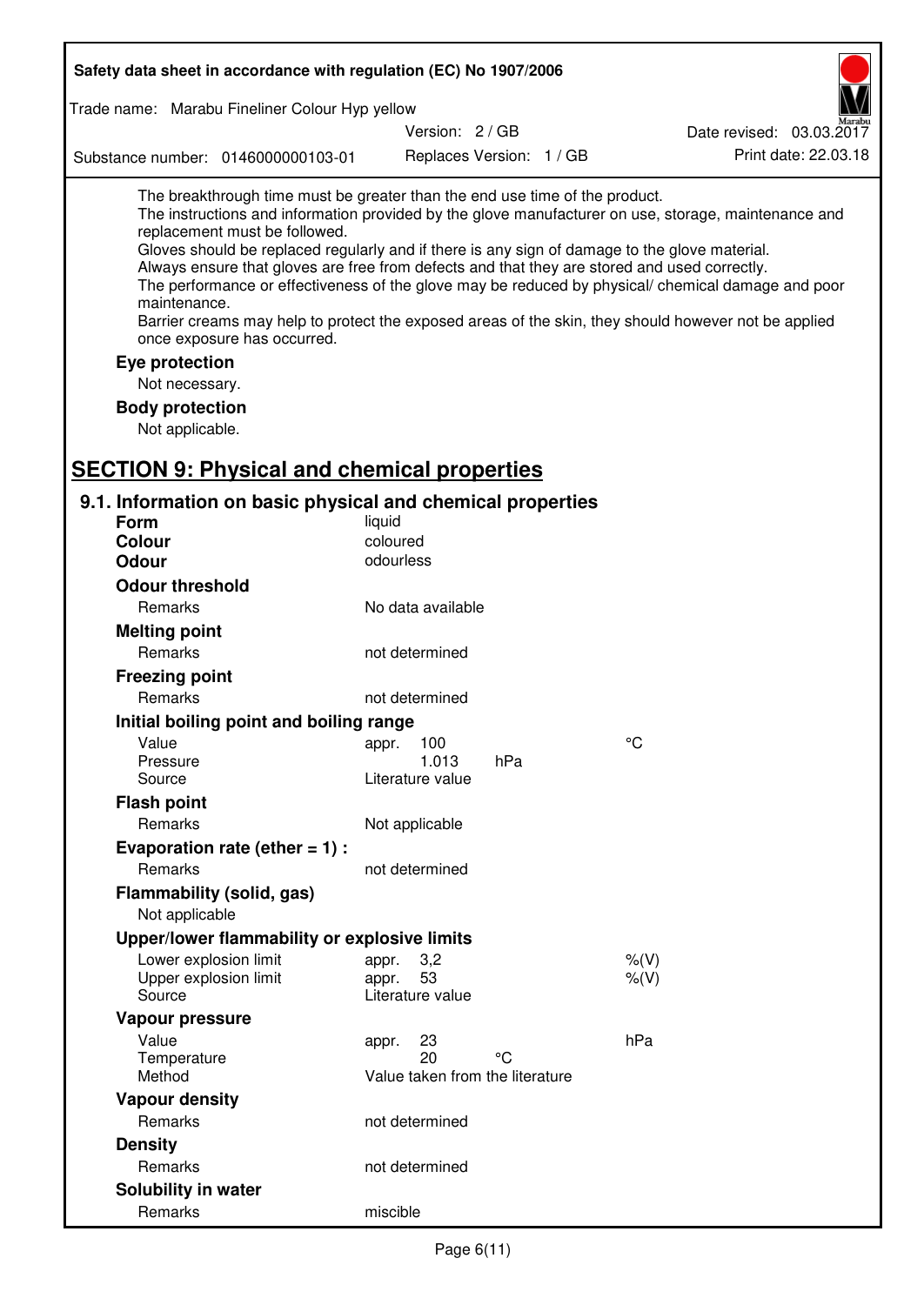The breakthrough time must be greater than the end use time of the product.
The instructions and information provided by the glove manufacturer on use, storage, maintenance and replacement must be followed.
Gloves should be replaced regularly and if there is any sign of damage to the glove material.
Always ensure that gloves are free from defects and that they are stored and used correctly.
The performance or effectiveness of the glove may be reduced by physical/ chemical damage and poor maintenance.
Barrier creams may help to protect the exposed areas of the skin, they should however not be applied once exposure has occurred.

**Eye protection**

Not necessary.

**Body protection**

Not applicable.

# SECTION 9: Physical and chemical properties

## 9.1. Information on basic physical and chemical properties

| | | | |
|---|---|---|---|
| **Form** | liquid | | |
| **Colour** | coloured | | |
| **Odour** | odourless | | |
| **Odour threshold** | | | |
| Remarks | No data available | | |
| **Melting point** | | | |
| Remarks | not determined | | |
| **Freezing point** | | | |
| Remarks | not determined | | |
| **Initial boiling point and boiling range** | | | |
| Value | appr. 100 | | °C |
| Pressure | 1.013 | hPa | |
| Source | Literature value | | |
| **Flash point** | | | |
| Remarks | Not applicable | | |
| **Evaporation rate (ether = 1) :** | | | |
| Remarks | not determined | | |
| **Flammability (solid, gas)** | | | |
| Not applicable | | | |
| **Upper/lower flammability or explosive limits** | | | |
| Lower explosion limit | appr. 3,2 | | %(V) |
| Upper explosion limit | appr. 53 | | %(V) |
| Source | Literature value | | |
| **Vapour pressure** | | | |
| Value | appr. 23 | | hPa |
| Temperature | 20 | °C | |
| Method | Value taken from the literature | | |
| **Vapour density** | | | |
| Remarks | not determined | | |
| **Density** | | | |
| Remarks | not determined | | |
| **Solubility in water** | | | |
| Remarks | miscible | | |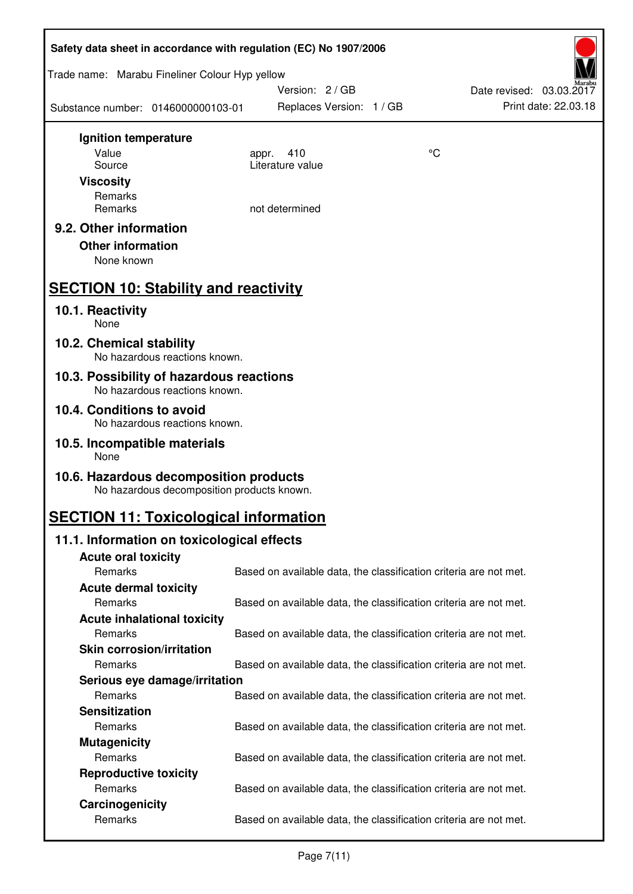**Ignition temperature**

| | | |
|---|---|---|
| Value | appr. 410 | °C |
| Source | Literature value | |

**Viscosity**

| | |
|---|---|
| Remarks | |
| Remarks | not determined |

### 9.2. Other information

**Other information**

None known

## SECTION 10: Stability and reactivity

### 10.1. Reactivity

None

### 10.2. Chemical stability

No hazardous reactions known.

### 10.3. Possibility of hazardous reactions

No hazardous reactions known.

### 10.4. Conditions to avoid

No hazardous reactions known.

### 10.5. Incompatible materials

None

### 10.6. Hazardous decomposition products

No hazardous decomposition products known.

## SECTION 11: Toxicological information

### 11.1. Information on toxicological effects

**Acute oral toxicity**

Remarks: Based on available data, the classification criteria are not met.

**Acute dermal toxicity**

Remarks: Based on available data, the classification criteria are not met.

**Acute inhalational toxicity**

Remarks: Based on available data, the classification criteria are not met.

**Skin corrosion/irritation**

Remarks: Based on available data, the classification criteria are not met.

**Serious eye damage/irritation**

Remarks: Based on available data, the classification criteria are not met.

**Sensitization**

Remarks: Based on available data, the classification criteria are not met.

**Mutagenicity**

Remarks: Based on available data, the classification criteria are not met.

**Reproductive toxicity**

Remarks: Based on available data, the classification criteria are not met.

**Carcinogenicity**

Remarks: Based on available data, the classification criteria are not met.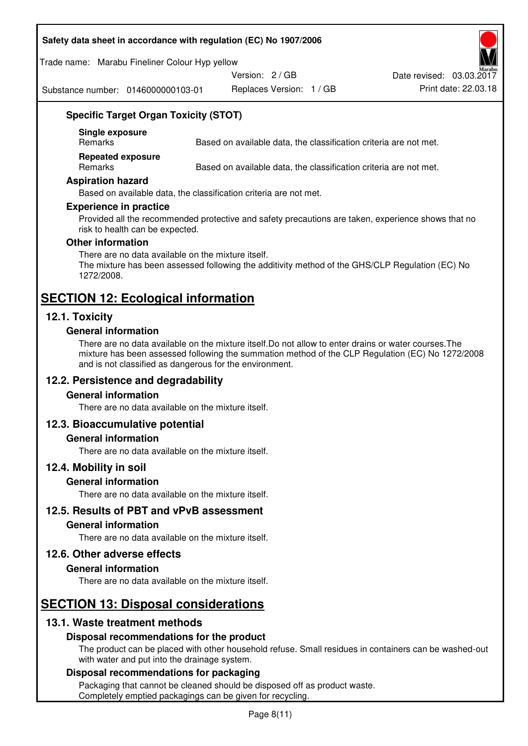### Specific Target Organ Toxicity (STOT)

**Single exposure**

| Remarks | Based on available data, the classification criteria are not met. |
|---|---|

**Repeated exposure**

| Remarks | Based on available data, the classification criteria are not met. |
|---|---|

### Aspiration hazard

Based on available data, the classification criteria are not met.

### Experience in practice

Provided all the recommended protective and safety precautions are taken, experience shows that no risk to health can be expected.

### Other information

There are no data available on the mixture itself.
The mixture has been assessed following the additivity method of the GHS/CLP Regulation (EC) No 1272/2008.

# SECTION 12: Ecological information

## 12.1. Toxicity

### General information

There are no data available on the mixture itself.Do not allow to enter drains or water courses.The mixture has been assessed following the summation method of the CLP Regulation (EC) No 1272/2008 and is not classified as dangerous for the environment.

## 12.2. Persistence and degradability

### General information

There are no data available on the mixture itself.

## 12.3. Bioaccumulative potential

### General information

There are no data available on the mixture itself.

## 12.4. Mobility in soil

### General information

There are no data available on the mixture itself.

## 12.5. Results of PBT and vPvB assessment

### General information

There are no data available on the mixture itself.

## 12.6. Other adverse effects

### General information

There are no data available on the mixture itself.

# SECTION 13: Disposal considerations

## 13.1. Waste treatment methods

### Disposal recommendations for the product

The product can be placed with other household refuse. Small residues in containers can be washed-out with water and put into the drainage system.

### Disposal recommendations for packaging

Packaging that cannot be cleaned should be disposed off as product waste.
Completely emptied packagings can be given for recycling.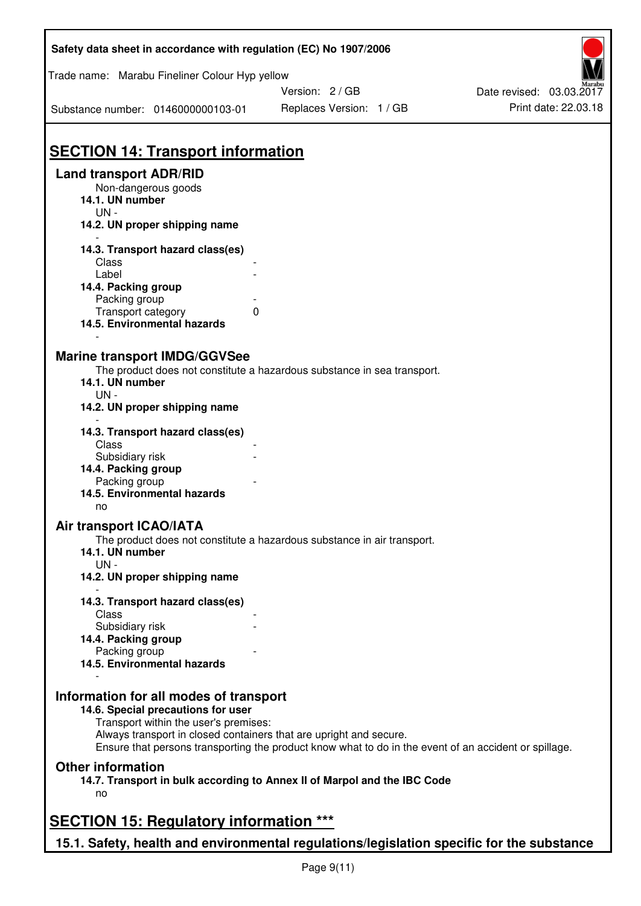## SECTION 14: Transport information

### Land transport ADR/RID

Non-dangerous goods

**14.1. UN number**

UN -

**14.2. UN proper shipping name**

-

**14.3. Transport hazard class(es)**

| | |
|---|---|
| Class | - |
| Label | - |

**14.4. Packing group**

| | |
|---|---|
| Packing group | - |
| Transport category | 0 |

**14.5. Environmental hazards**

-

### Marine transport IMDG/GGVSee

The product does not constitute a hazardous substance in sea transport.

**14.1. UN number**

UN -

**14.2. UN proper shipping name**

-

**14.3. Transport hazard class(es)**

| | |
|---|---|
| Class | - |
| Subsidiary risk | - |

**14.4. Packing group**

| | |
|---|---|
| Packing group | - |

**14.5. Environmental hazards**

no

### Air transport ICAO/IATA

The product does not constitute a hazardous substance in air transport.

**14.1. UN number**

UN -

**14.2. UN proper shipping name**

-

**14.3. Transport hazard class(es)**

| | |
|---|---|
| Class | - |
| Subsidiary risk | - |

**14.4. Packing group**

| | |
|---|---|
| Packing group | - |

**14.5. Environmental hazards**

-

### Information for all modes of transport

**14.6. Special precautions for user**

Transport within the user's premises:
Always transport in closed containers that are upright and secure.
Ensure that persons transporting the product know what to do in the event of an accident or spillage.

### Other information

**14.7. Transport in bulk according to Annex II of Marpol and the IBC Code**

no

## SECTION 15: Regulatory information ***

### 15.1. Safety, health and environmental regulations/legislation specific for the substance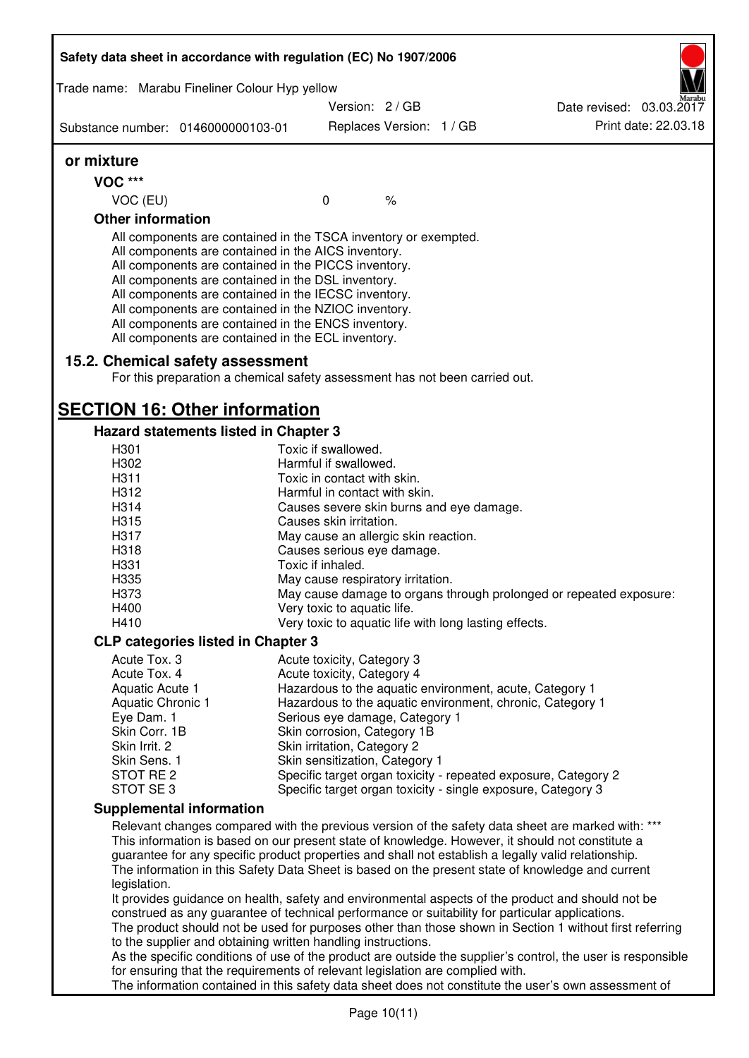**or mixture**

**VOC \*\*\***

| VOC (EU) | 0 | % |
|---|---|---|

**Other information**

All components are contained in the TSCA inventory or exempted.
All components are contained in the AICS inventory.
All components are contained in the PICCS inventory.
All components are contained in the DSL inventory.
All components are contained in the IECSC inventory.
All components are contained in the NZIOC inventory.
All components are contained in the ENCS inventory.
All components are contained in the ECL inventory.

## 15.2. Chemical safety assessment

For this preparation a chemical safety assessment has not been carried out.

# SECTION 16: Other information

### Hazard statements listed in Chapter 3

| | |
|---|---|
| H301 | Toxic if swallowed. |
| H302 | Harmful if swallowed. |
| H311 | Toxic in contact with skin. |
| H312 | Harmful in contact with skin. |
| H314 | Causes severe skin burns and eye damage. |
| H315 | Causes skin irritation. |
| H317 | May cause an allergic skin reaction. |
| H318 | Causes serious eye damage. |
| H331 | Toxic if inhaled. |
| H335 | May cause respiratory irritation. |
| H373 | May cause damage to organs through prolonged or repeated exposure: |
| H400 | Very toxic to aquatic life. |
| H410 | Very toxic to aquatic life with long lasting effects. |

### CLP categories listed in Chapter 3

| | |
|---|---|
| Acute Tox. 3 | Acute toxicity, Category 3 |
| Acute Tox. 4 | Acute toxicity, Category 4 |
| Aquatic Acute 1 | Hazardous to the aquatic environment, acute, Category 1 |
| Aquatic Chronic 1 | Hazardous to the aquatic environment, chronic, Category 1 |
| Eye Dam. 1 | Serious eye damage, Category 1 |
| Skin Corr. 1B | Skin corrosion, Category 1B |
| Skin Irrit. 2 | Skin irritation, Category 2 |
| Skin Sens. 1 | Skin sensitization, Category 1 |
| STOT RE 2 | Specific target organ toxicity - repeated exposure, Category 2 |
| STOT SE 3 | Specific target organ toxicity - single exposure, Category 3 |

### Supplemental information

Relevant changes compared with the previous version of the safety data sheet are marked with: \*\*\*
This information is based on our present state of knowledge. However, it should not constitute a guarantee for any specific product properties and shall not establish a legally valid relationship.
The information in this Safety Data Sheet is based on the present state of knowledge and current legislation.
It provides guidance on health, safety and environmental aspects of the product and should not be construed as any guarantee of technical performance or suitability for particular applications.
The product should not be used for purposes other than those shown in Section 1 without first referring to the supplier and obtaining written handling instructions.
As the specific conditions of use of the product are outside the supplier's control, the user is responsible for ensuring that the requirements of relevant legislation are complied with.
The information contained in this safety data sheet does not constitute the user's own assessment of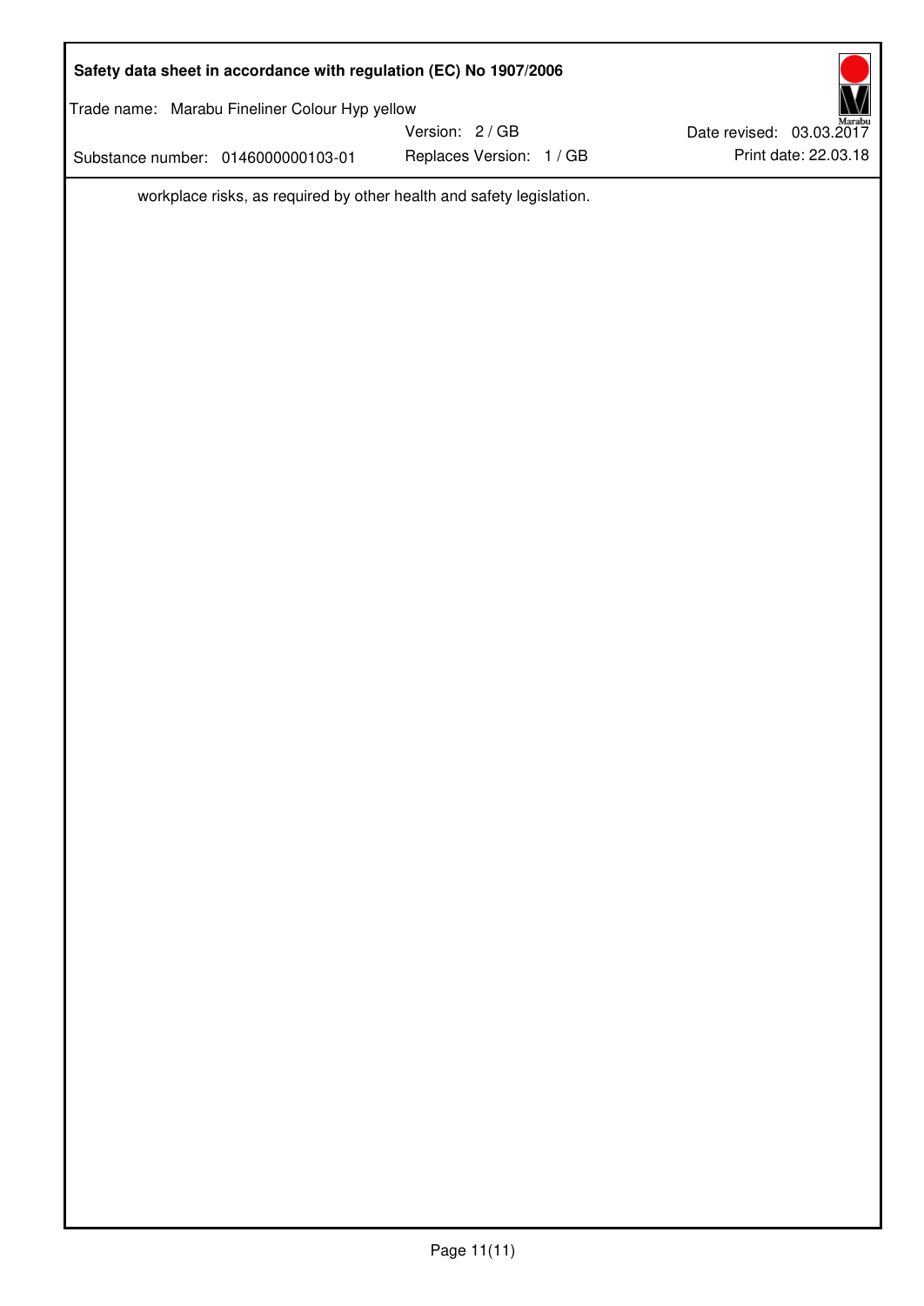workplace risks, as required by other health and safety legislation.